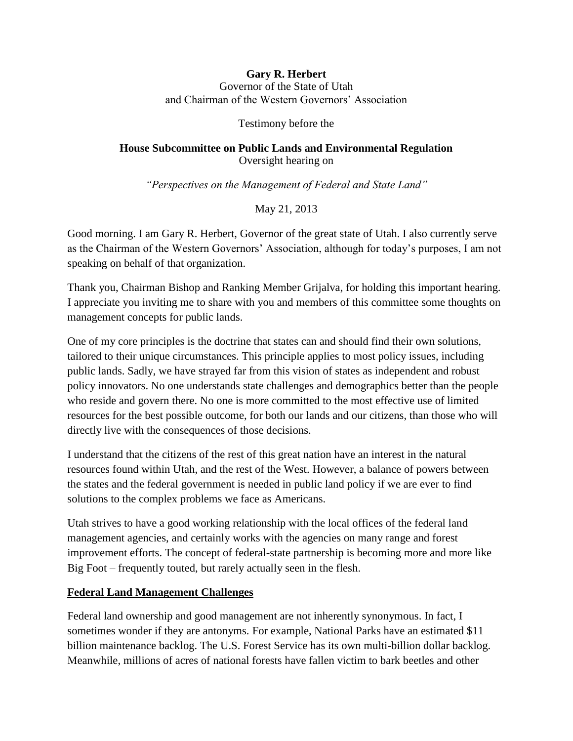**Gary R. Herbert**
Governor of the State of Utah
and Chairman of the Western Governors' Association

Testimony before the

**House Subcommittee on Public Lands and Environmental Regulation**
Oversight hearing on

*"Perspectives on the Management of Federal and State Land"*

May 21, 2013

Good morning. I am Gary R. Herbert, Governor of the great state of Utah. I also currently serve as the Chairman of the Western Governors' Association, although for today's purposes, I am not speaking on behalf of that organization.

Thank you, Chairman Bishop and Ranking Member Grijalva, for holding this important hearing. I appreciate you inviting me to share with you and members of this committee some thoughts on management concepts for public lands.

One of my core principles is the doctrine that states can and should find their own solutions, tailored to their unique circumstances. This principle applies to most policy issues, including public lands. Sadly, we have strayed far from this vision of states as independent and robust policy innovators. No one understands state challenges and demographics better than the people who reside and govern there. No one is more committed to the most effective use of limited resources for the best possible outcome, for both our lands and our citizens, than those who will directly live with the consequences of those decisions.

I understand that the citizens of the rest of this great nation have an interest in the natural resources found within Utah, and the rest of the West. However, a balance of powers between the states and the federal government is needed in public land policy if we are ever to find solutions to the complex problems we face as Americans.

Utah strives to have a good working relationship with the local offices of the federal land management agencies, and certainly works with the agencies on many range and forest improvement efforts. The concept of federal-state partnership is becoming more and more like Big Foot – frequently touted, but rarely actually seen in the flesh.

## Federal Land Management Challenges

Federal land ownership and good management are not inherently synonymous. In fact, I sometimes wonder if they are antonyms. For example, National Parks have an estimated $11 billion maintenance backlog. The U.S. Forest Service has its own multi-billion dollar backlog. Meanwhile, millions of acres of national forests have fallen victim to bark beetles and other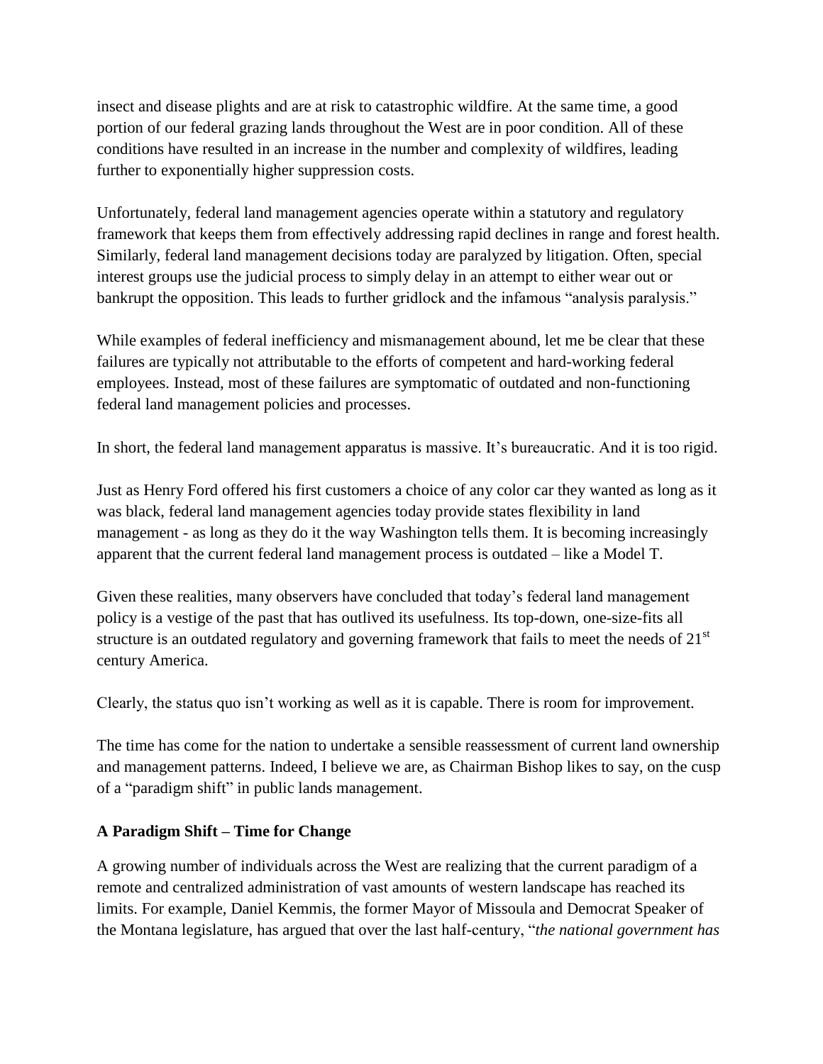insect and disease plights and are at risk to catastrophic wildfire. At the same time, a good portion of our federal grazing lands throughout the West are in poor condition. All of these conditions have resulted in an increase in the number and complexity of wildfires, leading further to exponentially higher suppression costs.

Unfortunately, federal land management agencies operate within a statutory and regulatory framework that keeps them from effectively addressing rapid declines in range and forest health. Similarly, federal land management decisions today are paralyzed by litigation. Often, special interest groups use the judicial process to simply delay in an attempt to either wear out or bankrupt the opposition. This leads to further gridlock and the infamous "analysis paralysis."

While examples of federal inefficiency and mismanagement abound, let me be clear that these failures are typically not attributable to the efforts of competent and hard-working federal employees. Instead, most of these failures are symptomatic of outdated and non-functioning federal land management policies and processes.

In short, the federal land management apparatus is massive. It's bureaucratic. And it is too rigid.

Just as Henry Ford offered his first customers a choice of any color car they wanted as long as it was black, federal land management agencies today provide states flexibility in land management - as long as they do it the way Washington tells them. It is becoming increasingly apparent that the current federal land management process is outdated – like a Model T.

Given these realities, many observers have concluded that today's federal land management policy is a vestige of the past that has outlived its usefulness. Its top-down, one-size-fits all structure is an outdated regulatory and governing framework that fails to meet the needs of 21st century America.

Clearly, the status quo isn't working as well as it is capable. There is room for improvement.

The time has come for the nation to undertake a sensible reassessment of current land ownership and management patterns. Indeed, I believe we are, as Chairman Bishop likes to say, on the cusp of a "paradigm shift" in public lands management.

**A Paradigm Shift – Time for Change**

A growing number of individuals across the West are realizing that the current paradigm of a remote and centralized administration of vast amounts of western landscape has reached its limits. For example, Daniel Kemmis, the former Mayor of Missoula and Democrat Speaker of the Montana legislature, has argued that over the last half-century, "*the national government has*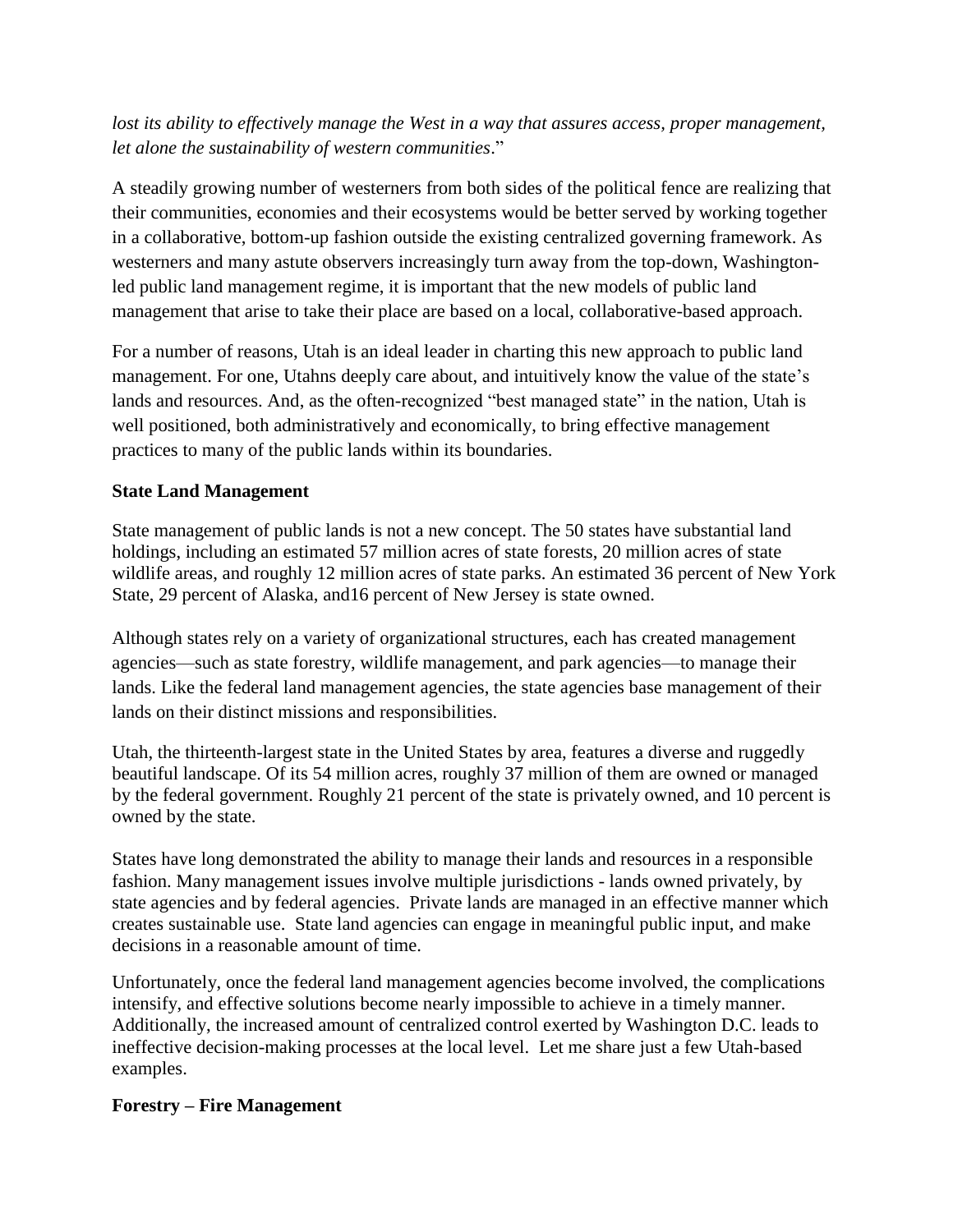*lost its ability to effectively manage the West in a way that assures access, proper management, let alone the sustainability of western communities*."

A steadily growing number of westerners from both sides of the political fence are realizing that their communities, economies and their ecosystems would be better served by working together in a collaborative, bottom-up fashion outside the existing centralized governing framework. As westerners and many astute observers increasingly turn away from the top-down, Washington-led public land management regime, it is important that the new models of public land management that arise to take their place are based on a local, collaborative-based approach.

For a number of reasons, Utah is an ideal leader in charting this new approach to public land management. For one, Utahns deeply care about, and intuitively know the value of the state's lands and resources. And, as the often-recognized "best managed state" in the nation, Utah is well positioned, both administratively and economically, to bring effective management practices to many of the public lands within its boundaries.

**State Land Management**

State management of public lands is not a new concept. The 50 states have substantial land holdings, including an estimated 57 million acres of state forests, 20 million acres of state wildlife areas, and roughly 12 million acres of state parks. An estimated 36 percent of New York State, 29 percent of Alaska, and16 percent of New Jersey is state owned.

Although states rely on a variety of organizational structures, each has created management agencies—such as state forestry, wildlife management, and park agencies—to manage their lands. Like the federal land management agencies, the state agencies base management of their lands on their distinct missions and responsibilities.

Utah, the thirteenth-largest state in the United States by area, features a diverse and ruggedly beautiful landscape. Of its 54 million acres, roughly 37 million of them are owned or managed by the federal government. Roughly 21 percent of the state is privately owned, and 10 percent is owned by the state.

States have long demonstrated the ability to manage their lands and resources in a responsible fashion. Many management issues involve multiple jurisdictions - lands owned privately, by state agencies and by federal agencies. Private lands are managed in an effective manner which creates sustainable use. State land agencies can engage in meaningful public input, and make decisions in a reasonable amount of time.

Unfortunately, once the federal land management agencies become involved, the complications intensify, and effective solutions become nearly impossible to achieve in a timely manner. Additionally, the increased amount of centralized control exerted by Washington D.C. leads to ineffective decision-making processes at the local level. Let me share just a few Utah-based examples.

**Forestry – Fire Management**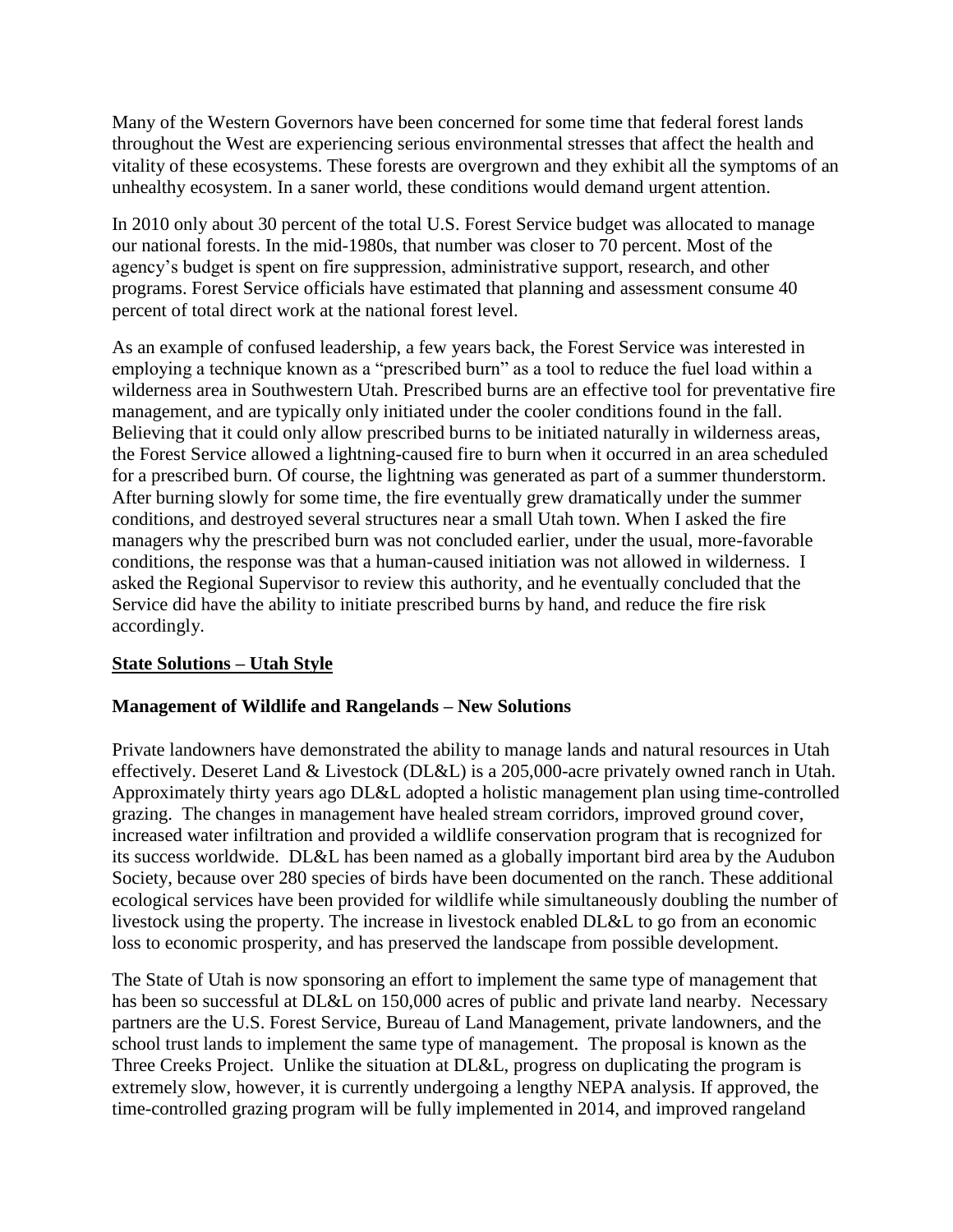Many of the Western Governors have been concerned for some time that federal forest lands throughout the West are experiencing serious environmental stresses that affect the health and vitality of these ecosystems. These forests are overgrown and they exhibit all the symptoms of an unhealthy ecosystem. In a saner world, these conditions would demand urgent attention.

In 2010 only about 30 percent of the total U.S. Forest Service budget was allocated to manage our national forests. In the mid-1980s, that number was closer to 70 percent. Most of the agency's budget is spent on fire suppression, administrative support, research, and other programs. Forest Service officials have estimated that planning and assessment consume 40 percent of total direct work at the national forest level.

As an example of confused leadership, a few years back, the Forest Service was interested in employing a technique known as a "prescribed burn" as a tool to reduce the fuel load within a wilderness area in Southwestern Utah. Prescribed burns are an effective tool for preventative fire management, and are typically only initiated under the cooler conditions found in the fall. Believing that it could only allow prescribed burns to be initiated naturally in wilderness areas, the Forest Service allowed a lightning-caused fire to burn when it occurred in an area scheduled for a prescribed burn. Of course, the lightning was generated as part of a summer thunderstorm. After burning slowly for some time, the fire eventually grew dramatically under the summer conditions, and destroyed several structures near a small Utah town. When I asked the fire managers why the prescribed burn was not concluded earlier, under the usual, more-favorable conditions, the response was that a human-caused initiation was not allowed in wilderness. I asked the Regional Supervisor to review this authority, and he eventually concluded that the Service did have the ability to initiate prescribed burns by hand, and reduce the fire risk accordingly.

**<u>State Solutions – Utah Style</u>**

**Management of Wildlife and Rangelands – New Solutions**

Private landowners have demonstrated the ability to manage lands and natural resources in Utah effectively. Deseret Land & Livestock (DL&L) is a 205,000-acre privately owned ranch in Utah. Approximately thirty years ago DL&L adopted a holistic management plan using time-controlled grazing. The changes in management have healed stream corridors, improved ground cover, increased water infiltration and provided a wildlife conservation program that is recognized for its success worldwide. DL&L has been named as a globally important bird area by the Audubon Society, because over 280 species of birds have been documented on the ranch. These additional ecological services have been provided for wildlife while simultaneously doubling the number of livestock using the property. The increase in livestock enabled DL&L to go from an economic loss to economic prosperity, and has preserved the landscape from possible development.

The State of Utah is now sponsoring an effort to implement the same type of management that has been so successful at DL&L on 150,000 acres of public and private land nearby. Necessary partners are the U.S. Forest Service, Bureau of Land Management, private landowners, and the school trust lands to implement the same type of management. The proposal is known as the Three Creeks Project. Unlike the situation at DL&L, progress on duplicating the program is extremely slow, however, it is currently undergoing a lengthy NEPA analysis. If approved, the time-controlled grazing program will be fully implemented in 2014, and improved rangeland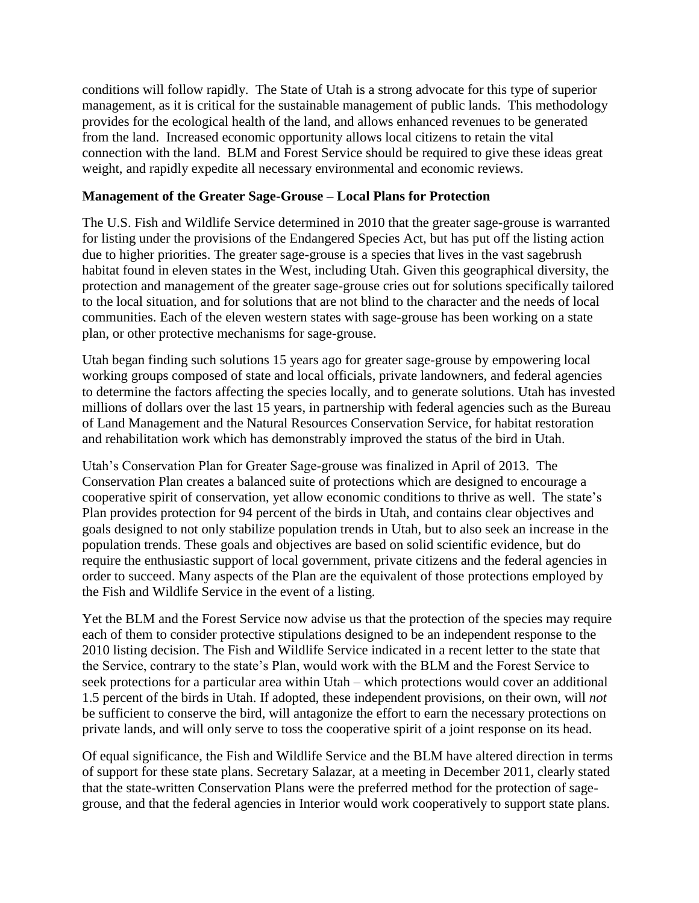conditions will follow rapidly. The State of Utah is a strong advocate for this type of superior management, as it is critical for the sustainable management of public lands. This methodology provides for the ecological health of the land, and allows enhanced revenues to be generated from the land. Increased economic opportunity allows local citizens to retain the vital connection with the land. BLM and Forest Service should be required to give these ideas great weight, and rapidly expedite all necessary environmental and economic reviews.

**Management of the Greater Sage-Grouse – Local Plans for Protection**

The U.S. Fish and Wildlife Service determined in 2010 that the greater sage-grouse is warranted for listing under the provisions of the Endangered Species Act, but has put off the listing action due to higher priorities. The greater sage-grouse is a species that lives in the vast sagebrush habitat found in eleven states in the West, including Utah. Given this geographical diversity, the protection and management of the greater sage-grouse cries out for solutions specifically tailored to the local situation, and for solutions that are not blind to the character and the needs of local communities. Each of the eleven western states with sage-grouse has been working on a state plan, or other protective mechanisms for sage-grouse.

Utah began finding such solutions 15 years ago for greater sage-grouse by empowering local working groups composed of state and local officials, private landowners, and federal agencies to determine the factors affecting the species locally, and to generate solutions. Utah has invested millions of dollars over the last 15 years, in partnership with federal agencies such as the Bureau of Land Management and the Natural Resources Conservation Service, for habitat restoration and rehabilitation work which has demonstrably improved the status of the bird in Utah.

Utah's Conservation Plan for Greater Sage-grouse was finalized in April of 2013. The Conservation Plan creates a balanced suite of protections which are designed to encourage a cooperative spirit of conservation, yet allow economic conditions to thrive as well. The state's Plan provides protection for 94 percent of the birds in Utah, and contains clear objectives and goals designed to not only stabilize population trends in Utah, but to also seek an increase in the population trends. These goals and objectives are based on solid scientific evidence, but do require the enthusiastic support of local government, private citizens and the federal agencies in order to succeed. Many aspects of the Plan are the equivalent of those protections employed by the Fish and Wildlife Service in the event of a listing.

Yet the BLM and the Forest Service now advise us that the protection of the species may require each of them to consider protective stipulations designed to be an independent response to the 2010 listing decision. The Fish and Wildlife Service indicated in a recent letter to the state that the Service, contrary to the state's Plan, would work with the BLM and the Forest Service to seek protections for a particular area within Utah – which protections would cover an additional 1.5 percent of the birds in Utah. If adopted, these independent provisions, on their own, will *not* be sufficient to conserve the bird, will antagonize the effort to earn the necessary protections on private lands, and will only serve to toss the cooperative spirit of a joint response on its head.

Of equal significance, the Fish and Wildlife Service and the BLM have altered direction in terms of support for these state plans. Secretary Salazar, at a meeting in December 2011, clearly stated that the state-written Conservation Plans were the preferred method for the protection of sage-grouse, and that the federal agencies in Interior would work cooperatively to support state plans.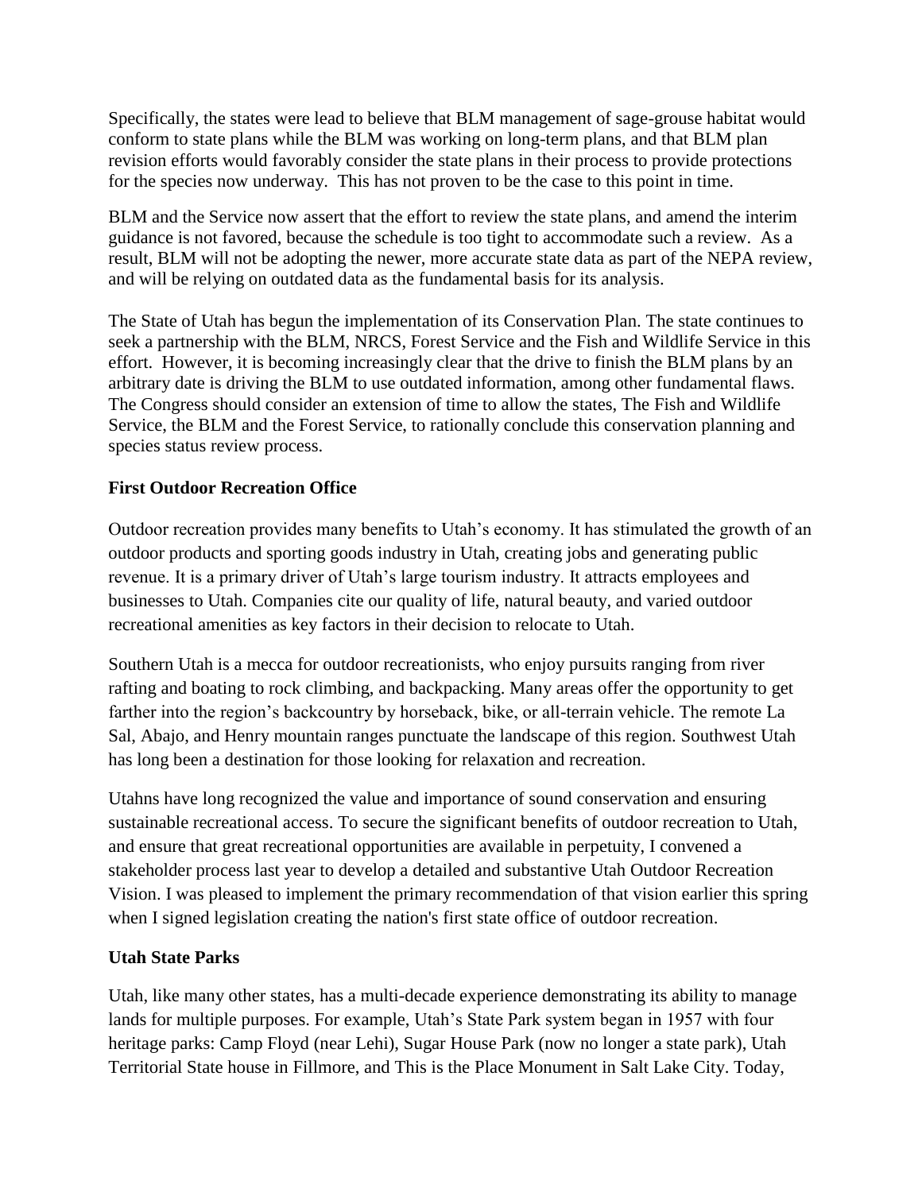Specifically, the states were lead to believe that BLM management of sage-grouse habitat would conform to state plans while the BLM was working on long-term plans, and that BLM plan revision efforts would favorably consider the state plans in their process to provide protections for the species now underway. This has not proven to be the case to this point in time.

BLM and the Service now assert that the effort to review the state plans, and amend the interim guidance is not favored, because the schedule is too tight to accommodate such a review. As a result, BLM will not be adopting the newer, more accurate state data as part of the NEPA review, and will be relying on outdated data as the fundamental basis for its analysis.

The State of Utah has begun the implementation of its Conservation Plan. The state continues to seek a partnership with the BLM, NRCS, Forest Service and the Fish and Wildlife Service in this effort. However, it is becoming increasingly clear that the drive to finish the BLM plans by an arbitrary date is driving the BLM to use outdated information, among other fundamental flaws. The Congress should consider an extension of time to allow the states, The Fish and Wildlife Service, the BLM and the Forest Service, to rationally conclude this conservation planning and species status review process.

**First Outdoor Recreation Office**

Outdoor recreation provides many benefits to Utah's economy. It has stimulated the growth of an outdoor products and sporting goods industry in Utah, creating jobs and generating public revenue. It is a primary driver of Utah's large tourism industry. It attracts employees and businesses to Utah. Companies cite our quality of life, natural beauty, and varied outdoor recreational amenities as key factors in their decision to relocate to Utah.

Southern Utah is a mecca for outdoor recreationists, who enjoy pursuits ranging from river rafting and boating to rock climbing, and backpacking. Many areas offer the opportunity to get farther into the region's backcountry by horseback, bike, or all-terrain vehicle. The remote La Sal, Abajo, and Henry mountain ranges punctuate the landscape of this region. Southwest Utah has long been a destination for those looking for relaxation and recreation.

Utahns have long recognized the value and importance of sound conservation and ensuring sustainable recreational access. To secure the significant benefits of outdoor recreation to Utah, and ensure that great recreational opportunities are available in perpetuity, I convened a stakeholder process last year to develop a detailed and substantive Utah Outdoor Recreation Vision. I was pleased to implement the primary recommendation of that vision earlier this spring when I signed legislation creating the nation's first state office of outdoor recreation.

**Utah State Parks**

Utah, like many other states, has a multi-decade experience demonstrating its ability to manage lands for multiple purposes. For example, Utah's State Park system began in 1957 with four heritage parks: Camp Floyd (near Lehi), Sugar House Park (now no longer a state park), Utah Territorial State house in Fillmore, and This is the Place Monument in Salt Lake City. Today,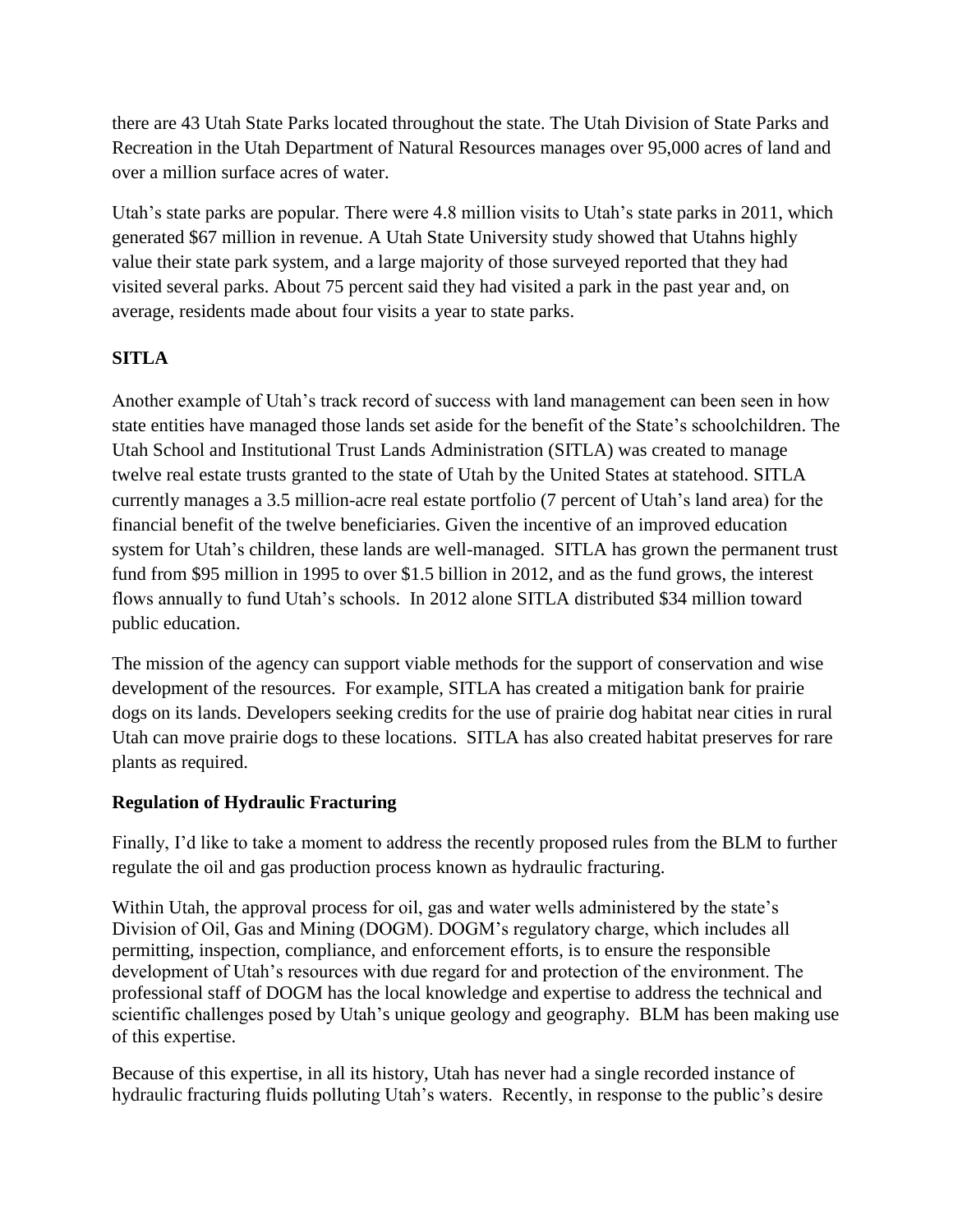there are 43 Utah State Parks located throughout the state. The Utah Division of State Parks and Recreation in the Utah Department of Natural Resources manages over 95,000 acres of land and over a million surface acres of water.

Utah's state parks are popular. There were 4.8 million visits to Utah's state parks in 2011, which generated $67 million in revenue. A Utah State University study showed that Utahns highly value their state park system, and a large majority of those surveyed reported that they had visited several parks. About 75 percent said they had visited a park in the past year and, on average, residents made about four visits a year to state parks.

**SITLA**

Another example of Utah's track record of success with land management can been seen in how state entities have managed those lands set aside for the benefit of the State's schoolchildren. The Utah School and Institutional Trust Lands Administration (SITLA) was created to manage twelve real estate trusts granted to the state of Utah by the United States at statehood. SITLA currently manages a 3.5 million-acre real estate portfolio (7 percent of Utah's land area) for the financial benefit of the twelve beneficiaries. Given the incentive of an improved education system for Utah's children, these lands are well-managed. SITLA has grown the permanent trust fund from $95 million in 1995 to over $1.5 billion in 2012, and as the fund grows, the interest flows annually to fund Utah's schools. In 2012 alone SITLA distributed $34 million toward public education.

The mission of the agency can support viable methods for the support of conservation and wise development of the resources. For example, SITLA has created a mitigation bank for prairie dogs on its lands. Developers seeking credits for the use of prairie dog habitat near cities in rural Utah can move prairie dogs to these locations. SITLA has also created habitat preserves for rare plants as required.

**Regulation of Hydraulic Fracturing**

Finally, I'd like to take a moment to address the recently proposed rules from the BLM to further regulate the oil and gas production process known as hydraulic fracturing.

Within Utah, the approval process for oil, gas and water wells administered by the state's Division of Oil, Gas and Mining (DOGM). DOGM's regulatory charge, which includes all permitting, inspection, compliance, and enforcement efforts, is to ensure the responsible development of Utah's resources with due regard for and protection of the environment. The professional staff of DOGM has the local knowledge and expertise to address the technical and scientific challenges posed by Utah's unique geology and geography. BLM has been making use of this expertise.

Because of this expertise, in all its history, Utah has never had a single recorded instance of hydraulic fracturing fluids polluting Utah's waters. Recently, in response to the public's desire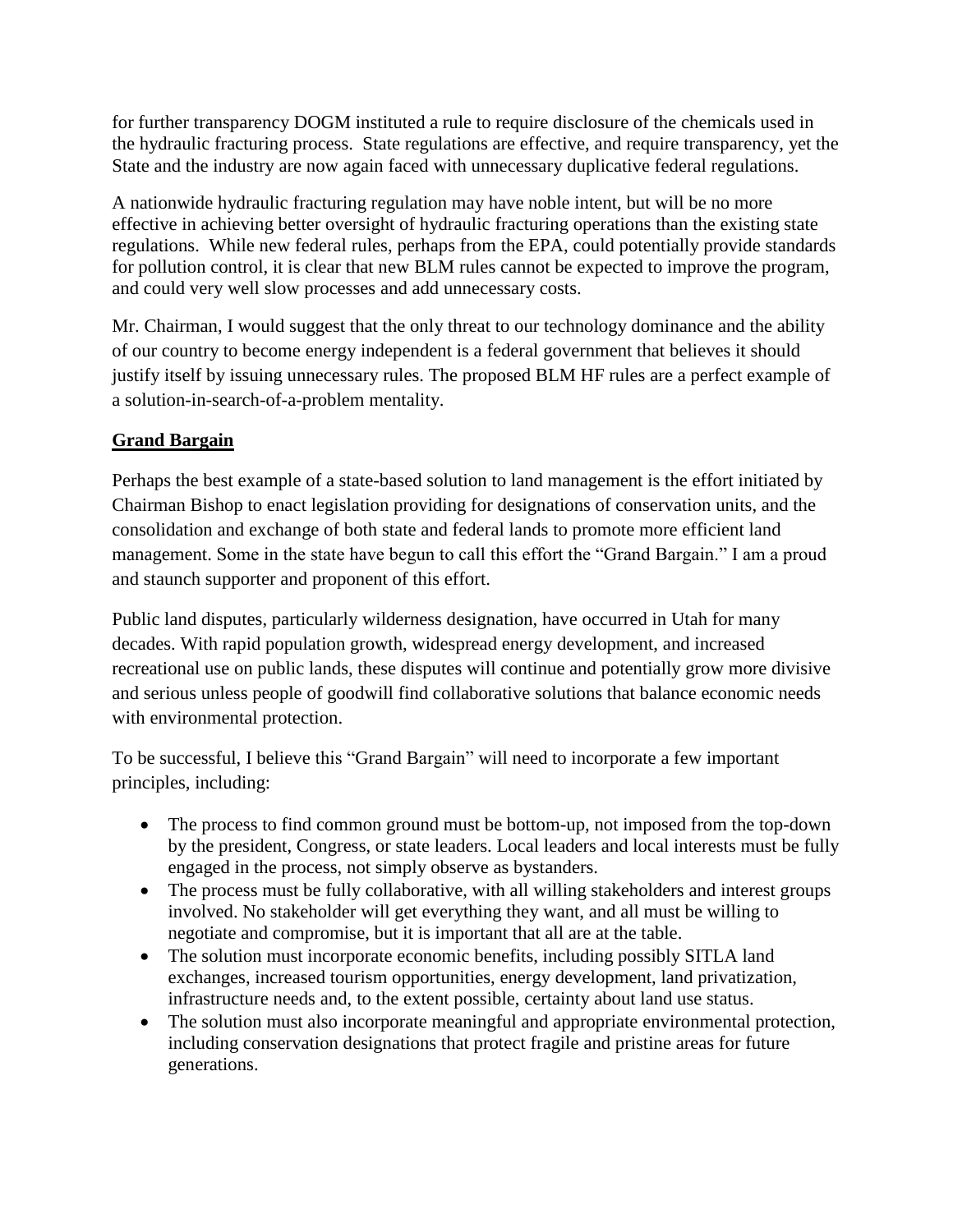for further transparency DOGM instituted a rule to require disclosure of the chemicals used in the hydraulic fracturing process. State regulations are effective, and require transparency, yet the State and the industry are now again faced with unnecessary duplicative federal regulations.

A nationwide hydraulic fracturing regulation may have noble intent, but will be no more effective in achieving better oversight of hydraulic fracturing operations than the existing state regulations. While new federal rules, perhaps from the EPA, could potentially provide standards for pollution control, it is clear that new BLM rules cannot be expected to improve the program, and could very well slow processes and add unnecessary costs.

Mr. Chairman, I would suggest that the only threat to our technology dominance and the ability of our country to become energy independent is a federal government that believes it should justify itself by issuing unnecessary rules. The proposed BLM HF rules are a perfect example of a solution-in-search-of-a-problem mentality.

**Grand Bargain**

Perhaps the best example of a state-based solution to land management is the effort initiated by Chairman Bishop to enact legislation providing for designations of conservation units, and the consolidation and exchange of both state and federal lands to promote more efficient land management. Some in the state have begun to call this effort the "Grand Bargain." I am a proud and staunch supporter and proponent of this effort.

Public land disputes, particularly wilderness designation, have occurred in Utah for many decades. With rapid population growth, widespread energy development, and increased recreational use on public lands, these disputes will continue and potentially grow more divisive and serious unless people of goodwill find collaborative solutions that balance economic needs with environmental protection.

To be successful, I believe this "Grand Bargain" will need to incorporate a few important principles, including:

- The process to find common ground must be bottom-up, not imposed from the top-down by the president, Congress, or state leaders. Local leaders and local interests must be fully engaged in the process, not simply observe as bystanders.
- The process must be fully collaborative, with all willing stakeholders and interest groups involved. No stakeholder will get everything they want, and all must be willing to negotiate and compromise, but it is important that all are at the table.
- The solution must incorporate economic benefits, including possibly SITLA land exchanges, increased tourism opportunities, energy development, land privatization, infrastructure needs and, to the extent possible, certainty about land use status.
- The solution must also incorporate meaningful and appropriate environmental protection, including conservation designations that protect fragile and pristine areas for future generations.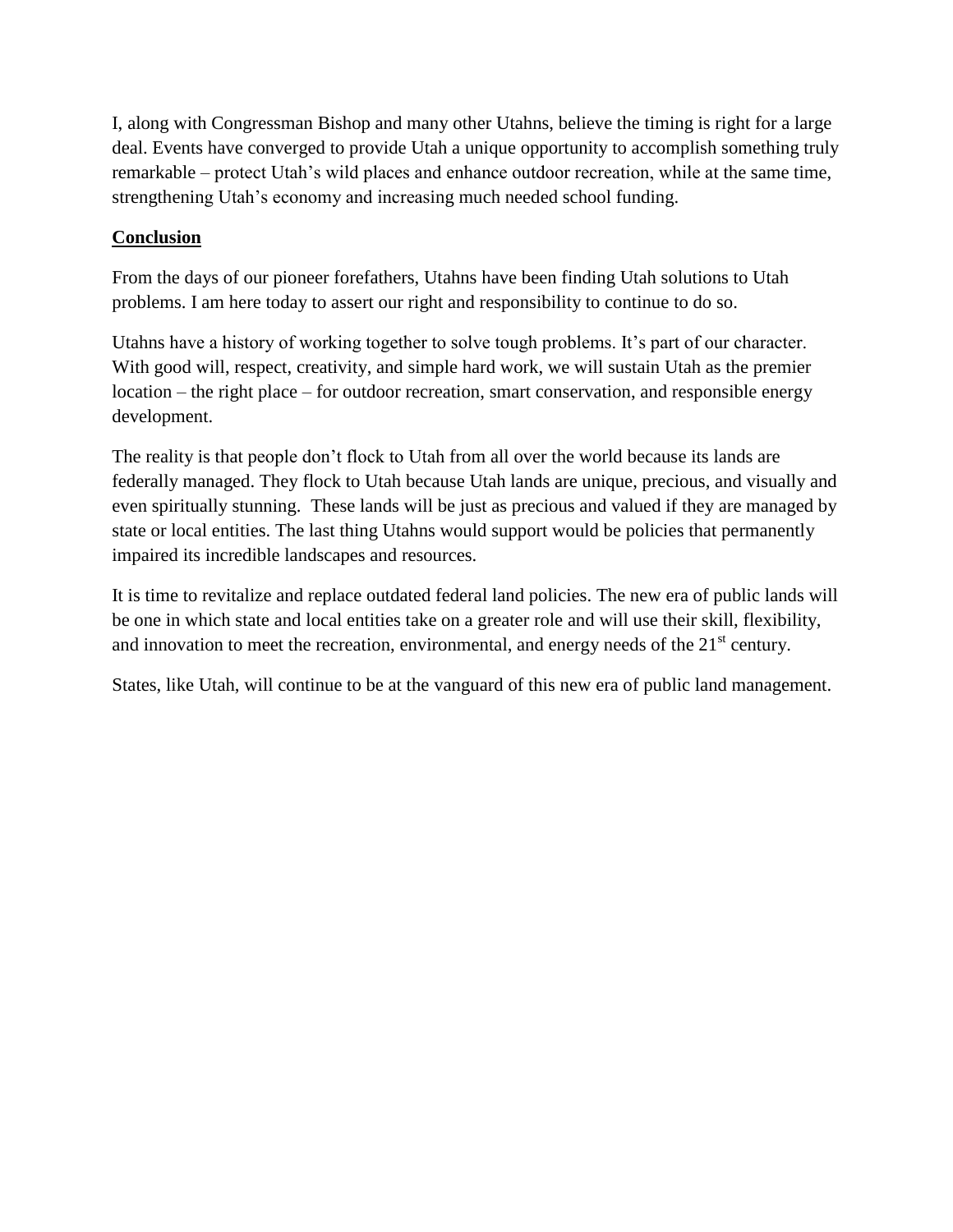I, along with Congressman Bishop and many other Utahns, believe the timing is right for a large deal. Events have converged to provide Utah a unique opportunity to accomplish something truly remarkable – protect Utah's wild places and enhance outdoor recreation, while at the same time, strengthening Utah's economy and increasing much needed school funding.

## Conclusion

From the days of our pioneer forefathers, Utahns have been finding Utah solutions to Utah problems. I am here today to assert our right and responsibility to continue to do so.

Utahns have a history of working together to solve tough problems. It's part of our character. With good will, respect, creativity, and simple hard work, we will sustain Utah as the premier location – the right place – for outdoor recreation, smart conservation, and responsible energy development.

The reality is that people don't flock to Utah from all over the world because its lands are federally managed. They flock to Utah because Utah lands are unique, precious, and visually and even spiritually stunning. These lands will be just as precious and valued if they are managed by state or local entities. The last thing Utahns would support would be policies that permanently impaired its incredible landscapes and resources.

It is time to revitalize and replace outdated federal land policies. The new era of public lands will be one in which state and local entities take on a greater role and will use their skill, flexibility, and innovation to meet the recreation, environmental, and energy needs of the 21st century.

States, like Utah, will continue to be at the vanguard of this new era of public land management.